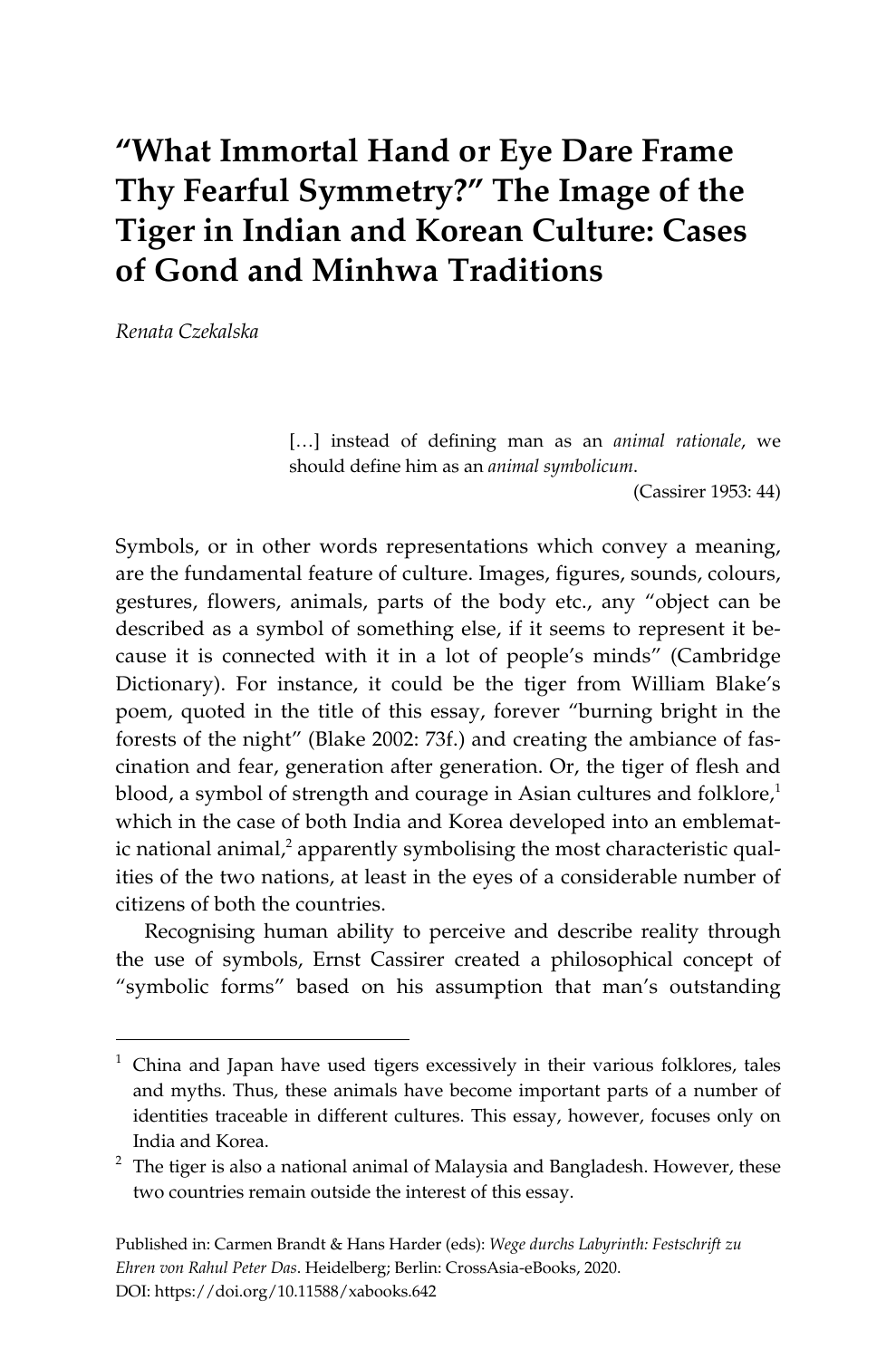# "What Immortal Hand or Eye Dare Frame Thy Fearful Symmetry?" The Image of the Tiger in Indian and Korean Culture: Cases of Gond and Minhwa Traditions

*Renata Czekalska*

> […] instead of defining man as an *animal rationale*, we should define him as an *animal symbolicum*.
>
> (Cassirer 1953: 44)

Symbols, or in other words representations which convey a meaning, are the fundamental feature of culture. Images, figures, sounds, colours, gestures, flowers, animals, parts of the body etc., any "object can be described as a symbol of something else, if it seems to represent it because it is connected with it in a lot of people's minds" (Cambridge Dictionary). For instance, it could be the tiger from William Blake's poem, quoted in the title of this essay, forever "burning bright in the forests of the night" (Blake 2002: 73f.) and creating the ambiance of fascination and fear, generation after generation. Or, the tiger of flesh and blood, a symbol of strength and courage in Asian cultures and folklore,[1] which in the case of both India and Korea developed into an emblematic national animal,[2] apparently symbolising the most characteristic qualities of the two nations, at least in the eyes of a considerable number of citizens of both the countries.

Recognising human ability to perceive and describe reality through the use of symbols, Ernst Cassirer created a philosophical concept of "symbolic forms" based on his assumption that man's outstanding

---

[1] China and Japan have used tigers excessively in their various folklores, tales and myths. Thus, these animals have become important parts of a number of identities traceable in different cultures. This essay, however, focuses only on India and Korea.

[2] The tiger is also a national animal of Malaysia and Bangladesh. However, these two countries remain outside the interest of this essay.

Published in: Carmen Brandt & Hans Harder (eds): *Wege durchs Labyrinth: Festschrift zu Ehren von Rahul Peter Das*. Heidelberg; Berlin: CrossAsia-eBooks, 2020.
DOI: https://doi.org/10.11588/xabooks.642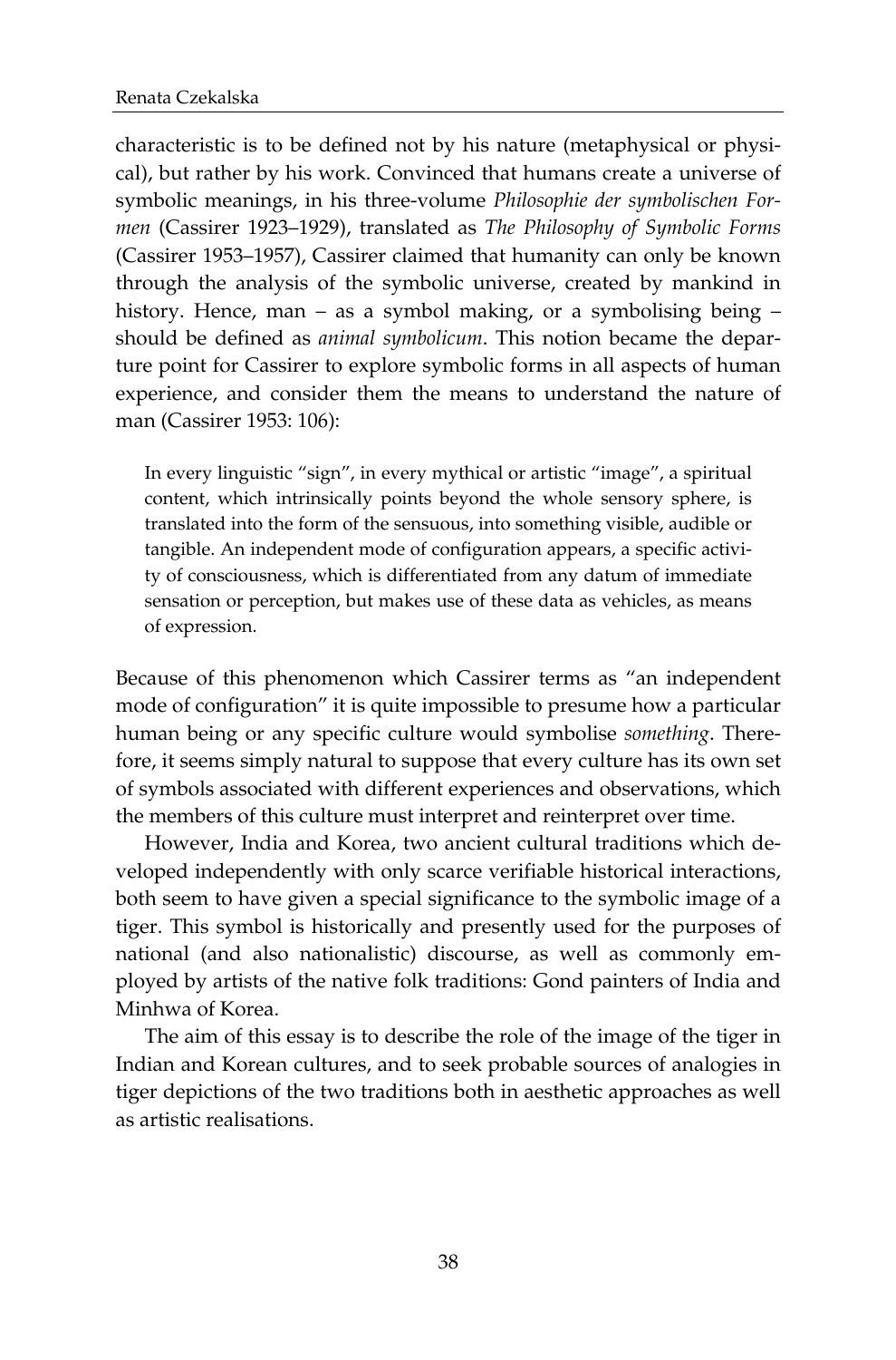characteristic is to be defined not by his nature (metaphysical or physical), but rather by his work. Convinced that humans create a universe of symbolic meanings, in his three-volume *Philosophie der symbolischen Formen* (Cassirer 1923–1929), translated as *The Philosophy of Symbolic Forms* (Cassirer 1953–1957), Cassirer claimed that humanity can only be known through the analysis of the symbolic universe, created by mankind in history. Hence, man – as a symbol making, or a symbolising being – should be defined as *animal symbolicum*. This notion became the departure point for Cassirer to explore symbolic forms in all aspects of human experience, and consider them the means to understand the nature of man (Cassirer 1953: 106):

> In every linguistic "sign", in every mythical or artistic "image", a spiritual content, which intrinsically points beyond the whole sensory sphere, is translated into the form of the sensuous, into something visible, audible or tangible. An independent mode of configuration appears, a specific activity of consciousness, which is differentiated from any datum of immediate sensation or perception, but makes use of these data as vehicles, as means of expression.

Because of this phenomenon which Cassirer terms as "an independent mode of configuration" it is quite impossible to presume how a particular human being or any specific culture would symbolise *something*. Therefore, it seems simply natural to suppose that every culture has its own set of symbols associated with different experiences and observations, which the members of this culture must interpret and reinterpret over time.

However, India and Korea, two ancient cultural traditions which developed independently with only scarce verifiable historical interactions, both seem to have given a special significance to the symbolic image of a tiger. This symbol is historically and presently used for the purposes of national (and also nationalistic) discourse, as well as commonly employed by artists of the native folk traditions: Gond painters of India and Minhwa of Korea.

The aim of this essay is to describe the role of the image of the tiger in Indian and Korean cultures, and to seek probable sources of analogies in tiger depictions of the two traditions both in aesthetic approaches as well as artistic realisations.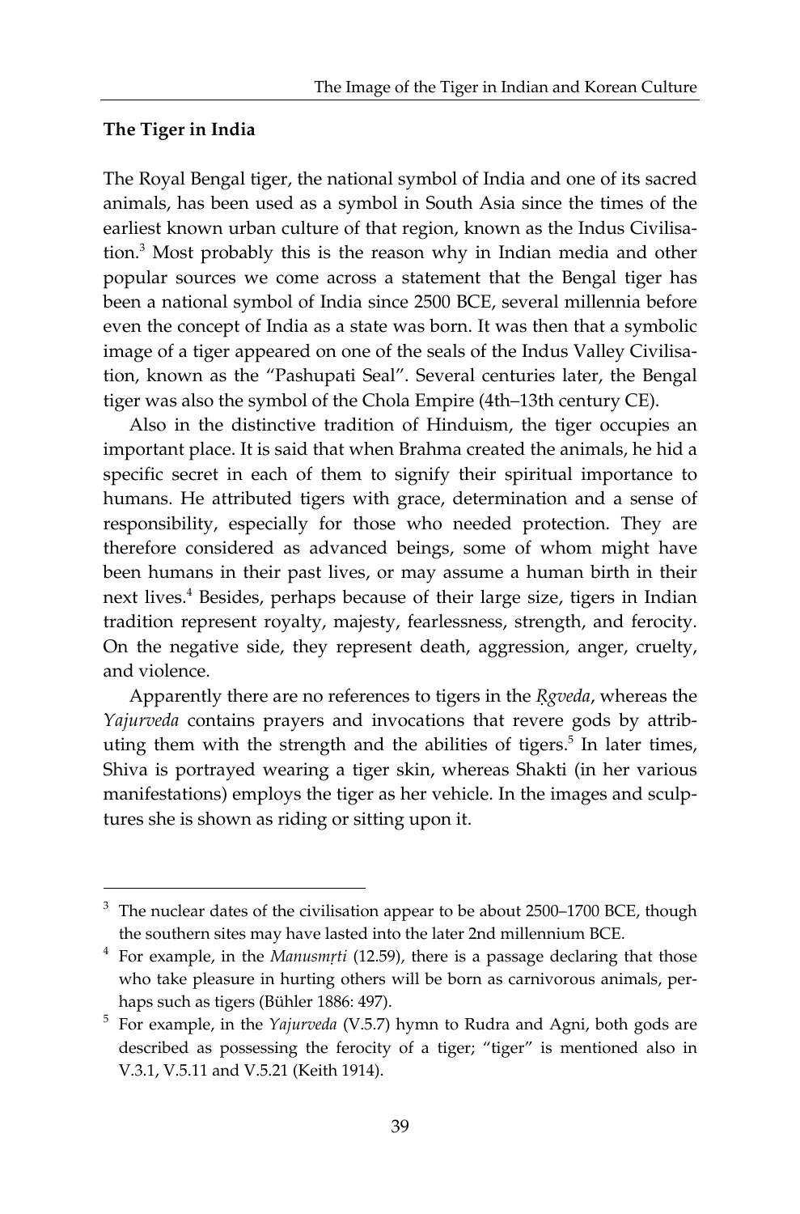## The Tiger in India

The Royal Bengal tiger, the national symbol of India and one of its sacred animals, has been used as a symbol in South Asia since the times of the earliest known urban culture of that region, known as the Indus Civilisation.[3] Most probably this is the reason why in Indian media and other popular sources we come across a statement that the Bengal tiger has been a national symbol of India since 2500 BCE, several millennia before even the concept of India as a state was born. It was then that a symbolic image of a tiger appeared on one of the seals of the Indus Valley Civilisation, known as the "Pashupati Seal". Several centuries later, the Bengal tiger was also the symbol of the Chola Empire (4th–13th century CE).

Also in the distinctive tradition of Hinduism, the tiger occupies an important place. It is said that when Brahma created the animals, he hid a specific secret in each of them to signify their spiritual importance to humans. He attributed tigers with grace, determination and a sense of responsibility, especially for those who needed protection. They are therefore considered as advanced beings, some of whom might have been humans in their past lives, or may assume a human birth in their next lives.[4] Besides, perhaps because of their large size, tigers in Indian tradition represent royalty, majesty, fearlessness, strength, and ferocity. On the negative side, they represent death, aggression, anger, cruelty, and violence.

Apparently there are no references to tigers in the *Ṛgveda*, whereas the *Yajurveda* contains prayers and invocations that revere gods by attributing them with the strength and the abilities of tigers.[5] In later times, Shiva is portrayed wearing a tiger skin, whereas Shakti (in her various manifestations) employs the tiger as her vehicle. In the images and sculptures she is shown as riding or sitting upon it.

---

[3] The nuclear dates of the civilisation appear to be about 2500–1700 BCE, though the southern sites may have lasted into the later 2nd millennium BCE.

[4] For example, in the *Manusmṛti* (12.59), there is a passage declaring that those who take pleasure in hurting others will be born as carnivorous animals, perhaps such as tigers (Bühler 1886: 497).

[5] For example, in the *Yajurveda* (V.5.7) hymn to Rudra and Agni, both gods are described as possessing the ferocity of a tiger; "tiger" is mentioned also in V.3.1, V.5.11 and V.5.21 (Keith 1914).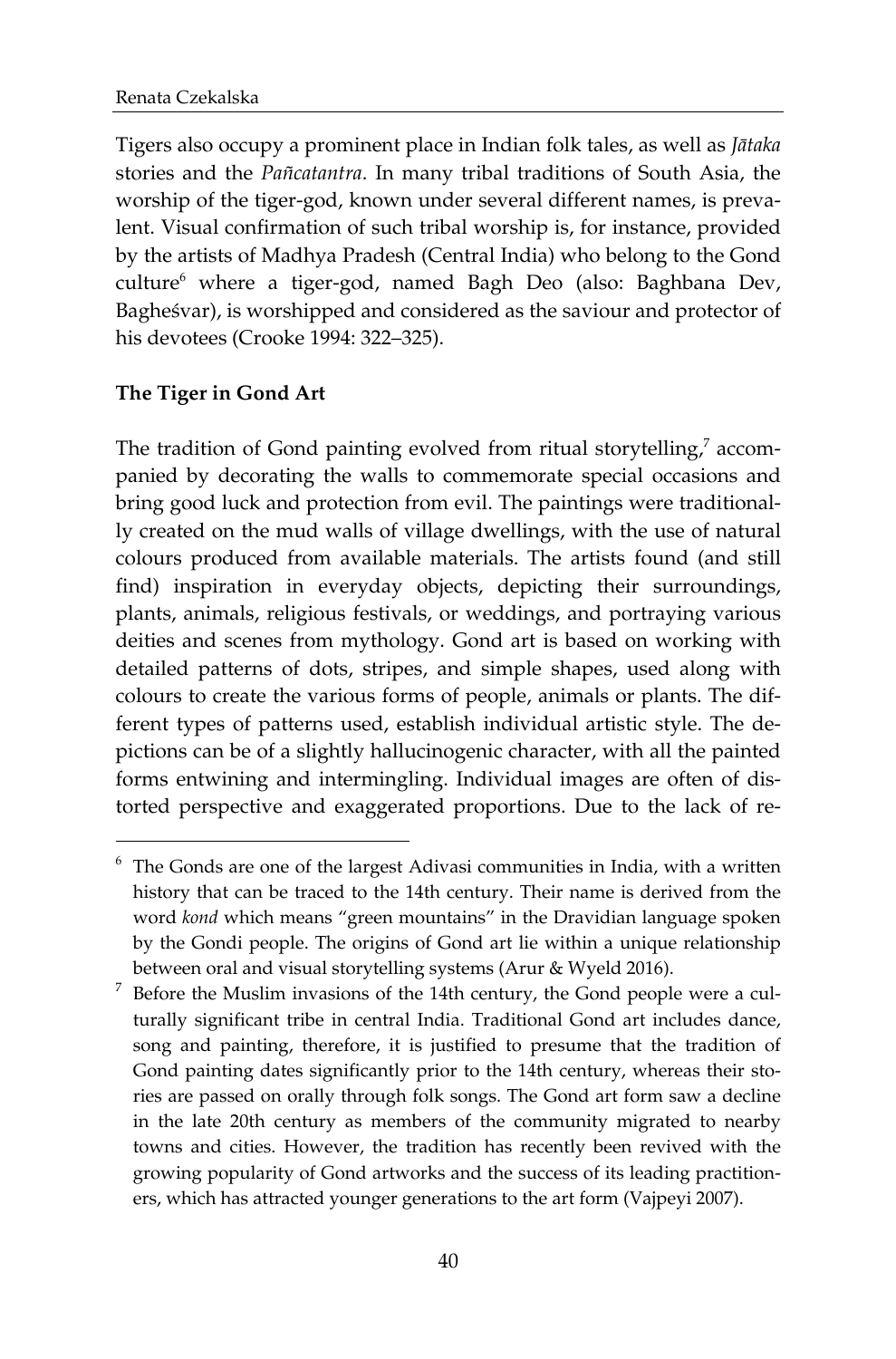Tigers also occupy a prominent place in Indian folk tales, as well as *Jātaka* stories and the *Pañcatantra*. In many tribal traditions of South Asia, the worship of the tiger-god, known under several different names, is prevalent. Visual confirmation of such tribal worship is, for instance, provided by the artists of Madhya Pradesh (Central India) who belong to the Gond culture[6] where a tiger-god, named Bagh Deo (also: Baghbana Dev, Bagheśvar), is worshipped and considered as the saviour and protector of his devotees (Crooke 1994: 322–325).

## The Tiger in Gond Art

The tradition of Gond painting evolved from ritual storytelling,[7] accompanied by decorating the walls to commemorate special occasions and bring good luck and protection from evil. The paintings were traditionally created on the mud walls of village dwellings, with the use of natural colours produced from available materials. The artists found (and still find) inspiration in everyday objects, depicting their surroundings, plants, animals, religious festivals, or weddings, and portraying various deities and scenes from mythology. Gond art is based on working with detailed patterns of dots, stripes, and simple shapes, used along with colours to create the various forms of people, animals or plants. The different types of patterns used, establish individual artistic style. The depictions can be of a slightly hallucinogenic character, with all the painted forms entwining and intermingling. Individual images are often of distorted perspective and exaggerated proportions. Due to the lack of re-

---

[6] The Gonds are one of the largest Adivasi communities in India, with a written history that can be traced to the 14th century. Their name is derived from the word *kond* which means "green mountains" in the Dravidian language spoken by the Gondi people. The origins of Gond art lie within a unique relationship between oral and visual storytelling systems (Arur & Wyeld 2016).

[7] Before the Muslim invasions of the 14th century, the Gond people were a culturally significant tribe in central India. Traditional Gond art includes dance, song and painting, therefore, it is justified to presume that the tradition of Gond painting dates significantly prior to the 14th century, whereas their stories are passed on orally through folk songs. The Gond art form saw a decline in the late 20th century as members of the community migrated to nearby towns and cities. However, the tradition has recently been revived with the growing popularity of Gond artworks and the success of its leading practitioners, which has attracted younger generations to the art form (Vajpeyi 2007).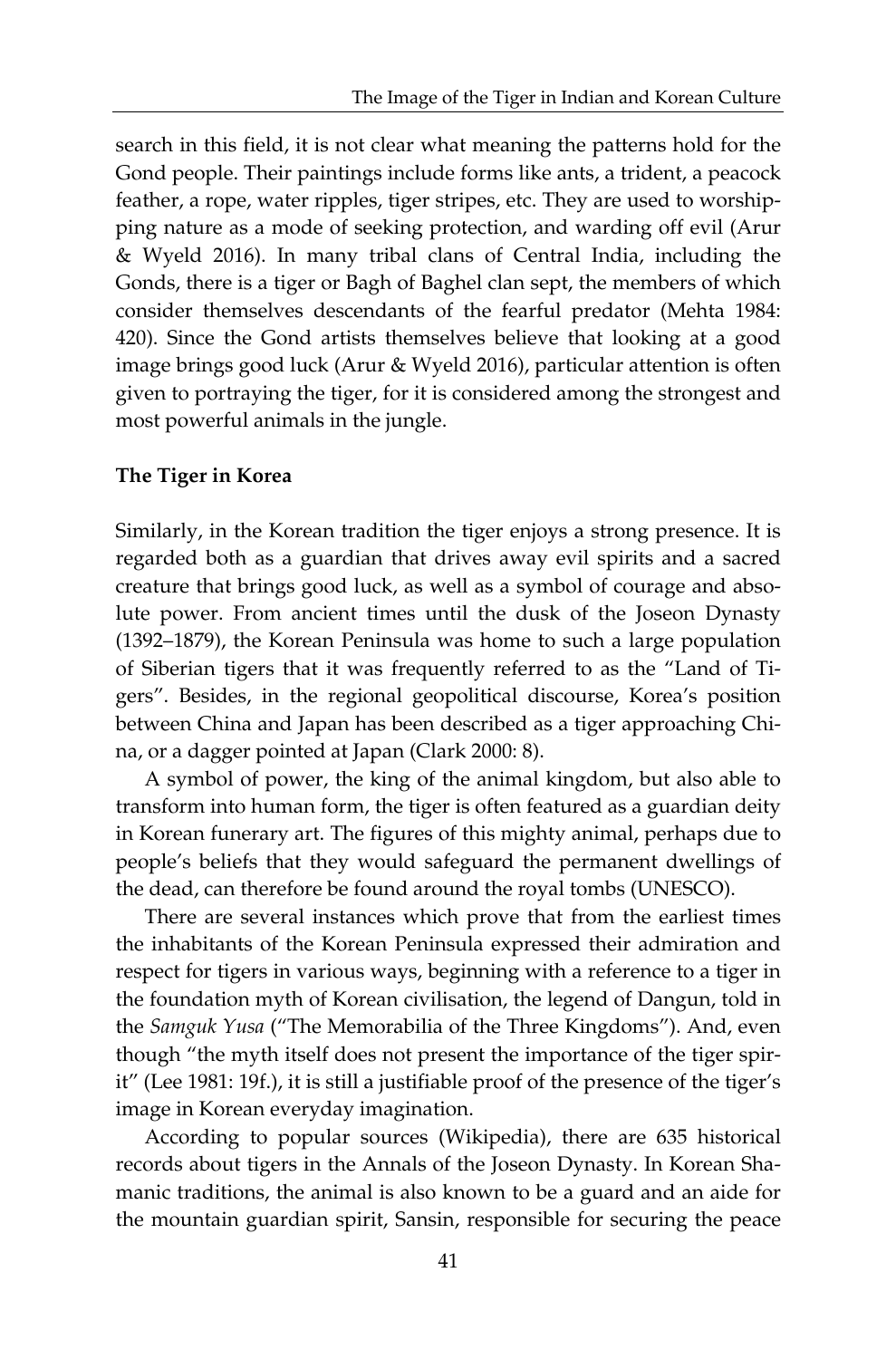search in this field, it is not clear what meaning the patterns hold for the Gond people. Their paintings include forms like ants, a trident, a peacock feather, a rope, water ripples, tiger stripes, etc. They are used to worshipping nature as a mode of seeking protection, and warding off evil (Arur & Wyeld 2016). In many tribal clans of Central India, including the Gonds, there is a tiger or Bagh of Baghel clan sept, the members of which consider themselves descendants of the fearful predator (Mehta 1984: 420). Since the Gond artists themselves believe that looking at a good image brings good luck (Arur & Wyeld 2016), particular attention is often given to portraying the tiger, for it is considered among the strongest and most powerful animals in the jungle.

**The Tiger in Korea**

Similarly, in the Korean tradition the tiger enjoys a strong presence. It is regarded both as a guardian that drives away evil spirits and a sacred creature that brings good luck, as well as a symbol of courage and absolute power. From ancient times until the dusk of the Joseon Dynasty (1392–1879), the Korean Peninsula was home to such a large population of Siberian tigers that it was frequently referred to as the "Land of Tigers". Besides, in the regional geopolitical discourse, Korea's position between China and Japan has been described as a tiger approaching China, or a dagger pointed at Japan (Clark 2000: 8).

A symbol of power, the king of the animal kingdom, but also able to transform into human form, the tiger is often featured as a guardian deity in Korean funerary art. The figures of this mighty animal, perhaps due to people's beliefs that they would safeguard the permanent dwellings of the dead, can therefore be found around the royal tombs (UNESCO).

There are several instances which prove that from the earliest times the inhabitants of the Korean Peninsula expressed their admiration and respect for tigers in various ways, beginning with a reference to a tiger in the foundation myth of Korean civilisation, the legend of Dangun, told in the *Samguk Yusa* ("The Memorabilia of the Three Kingdoms"). And, even though "the myth itself does not present the importance of the tiger spirit" (Lee 1981: 19f.), it is still a justifiable proof of the presence of the tiger's image in Korean everyday imagination.

According to popular sources (Wikipedia), there are 635 historical records about tigers in the Annals of the Joseon Dynasty. In Korean Shamanic traditions, the animal is also known to be a guard and an aide for the mountain guardian spirit, Sansin, responsible for securing the peace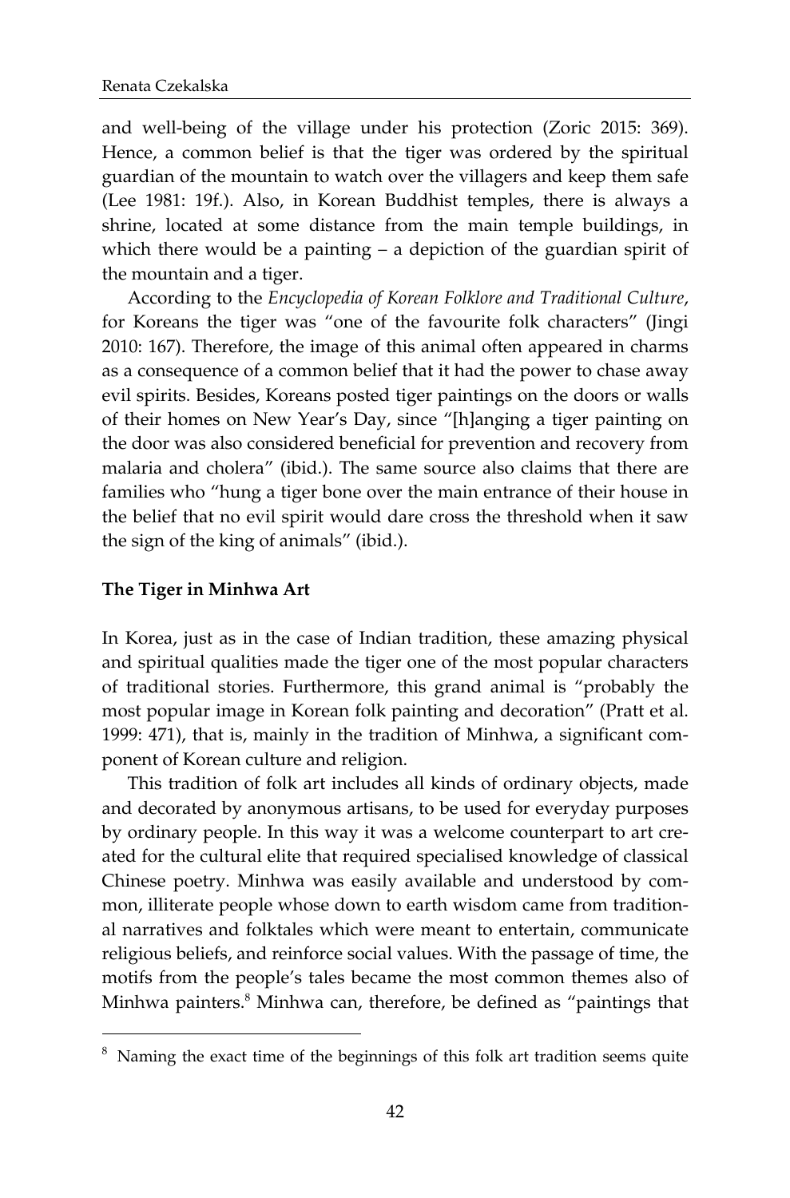and well-being of the village under his protection (Zoric 2015: 369). Hence, a common belief is that the tiger was ordered by the spiritual guardian of the mountain to watch over the villagers and keep them safe (Lee 1981: 19f.). Also, in Korean Buddhist temples, there is always a shrine, located at some distance from the main temple buildings, in which there would be a painting – a depiction of the guardian spirit of the mountain and a tiger.

According to the *Encyclopedia of Korean Folklore and Traditional Culture*, for Koreans the tiger was "one of the favourite folk characters" (Jingi 2010: 167). Therefore, the image of this animal often appeared in charms as a consequence of a common belief that it had the power to chase away evil spirits. Besides, Koreans posted tiger paintings on the doors or walls of their homes on New Year's Day, since "[h]anging a tiger painting on the door was also considered beneficial for prevention and recovery from malaria and cholera" (ibid.). The same source also claims that there are families who "hung a tiger bone over the main entrance of their house in the belief that no evil spirit would dare cross the threshold when it saw the sign of the king of animals" (ibid.).

## The Tiger in Minhwa Art

In Korea, just as in the case of Indian tradition, these amazing physical and spiritual qualities made the tiger one of the most popular characters of traditional stories. Furthermore, this grand animal is "probably the most popular image in Korean folk painting and decoration" (Pratt et al. 1999: 471), that is, mainly in the tradition of Minhwa, a significant component of Korean culture and religion.

This tradition of folk art includes all kinds of ordinary objects, made and decorated by anonymous artisans, to be used for everyday purposes by ordinary people. In this way it was a welcome counterpart to art created for the cultural elite that required specialised knowledge of classical Chinese poetry. Minhwa was easily available and understood by common, illiterate people whose down to earth wisdom came from traditional narratives and folktales which were meant to entertain, communicate religious beliefs, and reinforce social values. With the passage of time, the motifs from the people's tales became the most common themes also of Minhwa painters.[8] Minhwa can, therefore, be defined as "paintings that

[8] Naming the exact time of the beginnings of this folk art tradition seems quite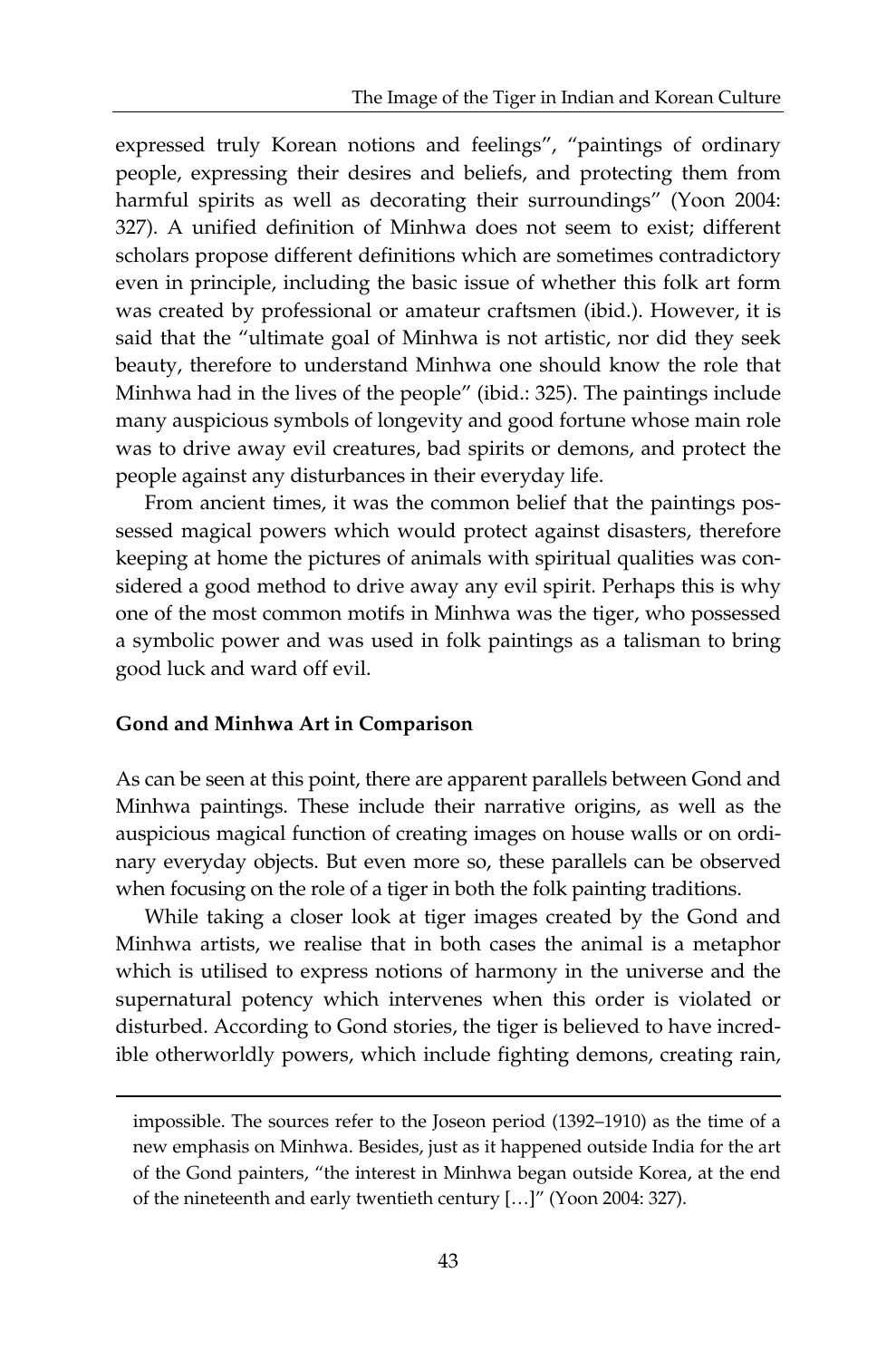expressed truly Korean notions and feelings", "paintings of ordinary people, expressing their desires and beliefs, and protecting them from harmful spirits as well as decorating their surroundings" (Yoon 2004: 327). A unified definition of Minhwa does not seem to exist; different scholars propose different definitions which are sometimes contradictory even in principle, including the basic issue of whether this folk art form was created by professional or amateur craftsmen (ibid.). However, it is said that the "ultimate goal of Minhwa is not artistic, nor did they seek beauty, therefore to understand Minhwa one should know the role that Minhwa had in the lives of the people" (ibid.: 325). The paintings include many auspicious symbols of longevity and good fortune whose main role was to drive away evil creatures, bad spirits or demons, and protect the people against any disturbances in their everyday life.

From ancient times, it was the common belief that the paintings possessed magical powers which would protect against disasters, therefore keeping at home the pictures of animals with spiritual qualities was considered a good method to drive away any evil spirit. Perhaps this is why one of the most common motifs in Minhwa was the tiger, who possessed a symbolic power and was used in folk paintings as a talisman to bring good luck and ward off evil.

## Gond and Minhwa Art in Comparison

As can be seen at this point, there are apparent parallels between Gond and Minhwa paintings. These include their narrative origins, as well as the auspicious magical function of creating images on house walls or on ordinary everyday objects. But even more so, these parallels can be observed when focusing on the role of a tiger in both the folk painting traditions.

While taking a closer look at tiger images created by the Gond and Minhwa artists, we realise that in both cases the animal is a metaphor which is utilised to express notions of harmony in the universe and the supernatural potency which intervenes when this order is violated or disturbed. According to Gond stories, the tiger is believed to have incredible otherworldly powers, which include fighting demons, creating rain,

---

impossible. The sources refer to the Joseon period (1392–1910) as the time of a new emphasis on Minhwa. Besides, just as it happened outside India for the art of the Gond painters, "the interest in Minhwa began outside Korea, at the end of the nineteenth and early twentieth century […]" (Yoon 2004: 327).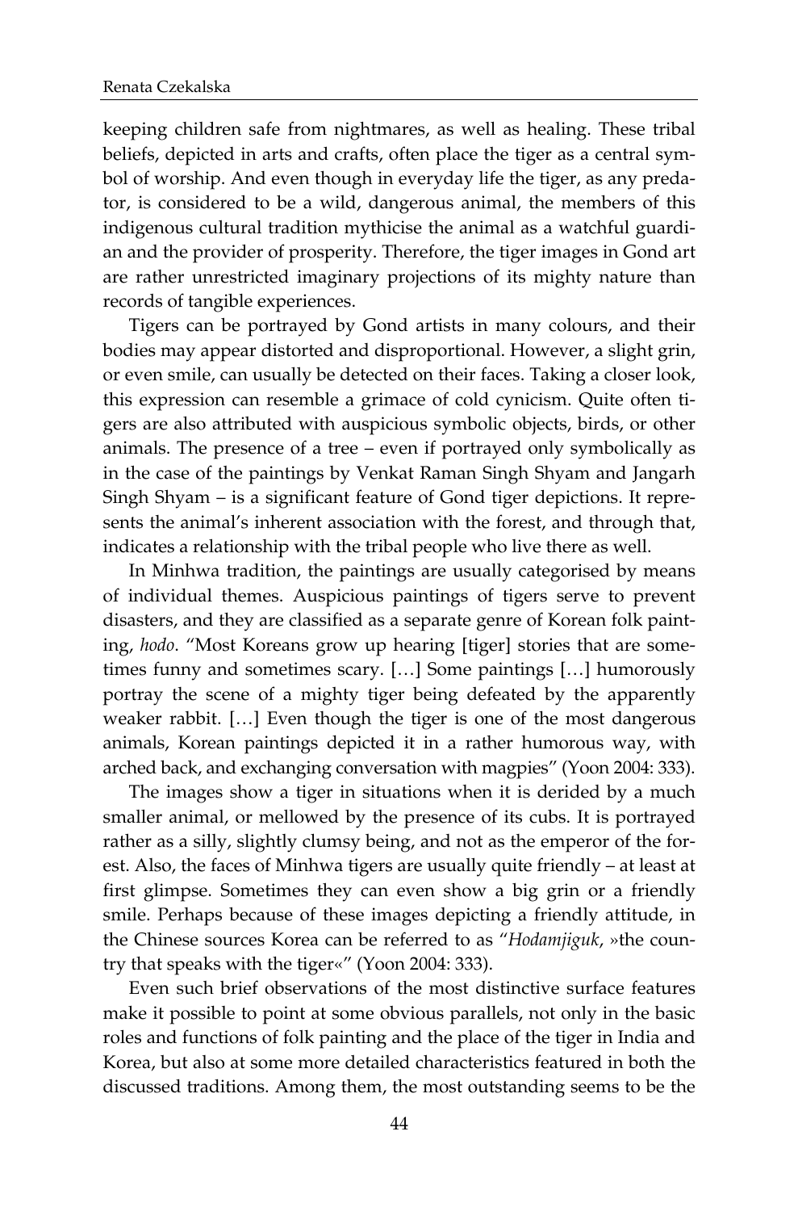keeping children safe from nightmares, as well as healing. These tribal beliefs, depicted in arts and crafts, often place the tiger as a central symbol of worship. And even though in everyday life the tiger, as any predator, is considered to be a wild, dangerous animal, the members of this indigenous cultural tradition mythicise the animal as a watchful guardian and the provider of prosperity. Therefore, the tiger images in Gond art are rather unrestricted imaginary projections of its mighty nature than records of tangible experiences.

Tigers can be portrayed by Gond artists in many colours, and their bodies may appear distorted and disproportional. However, a slight grin, or even smile, can usually be detected on their faces. Taking a closer look, this expression can resemble a grimace of cold cynicism. Quite often tigers are also attributed with auspicious symbolic objects, birds, or other animals. The presence of a tree – even if portrayed only symbolically as in the case of the paintings by Venkat Raman Singh Shyam and Jangarh Singh Shyam – is a significant feature of Gond tiger depictions. It represents the animal's inherent association with the forest, and through that, indicates a relationship with the tribal people who live there as well.

In Minhwa tradition, the paintings are usually categorised by means of individual themes. Auspicious paintings of tigers serve to prevent disasters, and they are classified as a separate genre of Korean folk painting, *hodo*. "Most Koreans grow up hearing [tiger] stories that are sometimes funny and sometimes scary. […] Some paintings […] humorously portray the scene of a mighty tiger being defeated by the apparently weaker rabbit. […] Even though the tiger is one of the most dangerous animals, Korean paintings depicted it in a rather humorous way, with arched back, and exchanging conversation with magpies" (Yoon 2004: 333).

The images show a tiger in situations when it is derided by a much smaller animal, or mellowed by the presence of its cubs. It is portrayed rather as a silly, slightly clumsy being, and not as the emperor of the forest. Also, the faces of Minhwa tigers are usually quite friendly – at least at first glimpse. Sometimes they can even show a big grin or a friendly smile. Perhaps because of these images depicting a friendly attitude, in the Chinese sources Korea can be referred to as "*Hodamjiguk*, »the country that speaks with the tiger«" (Yoon 2004: 333).

Even such brief observations of the most distinctive surface features make it possible to point at some obvious parallels, not only in the basic roles and functions of folk painting and the place of the tiger in India and Korea, but also at some more detailed characteristics featured in both the discussed traditions. Among them, the most outstanding seems to be the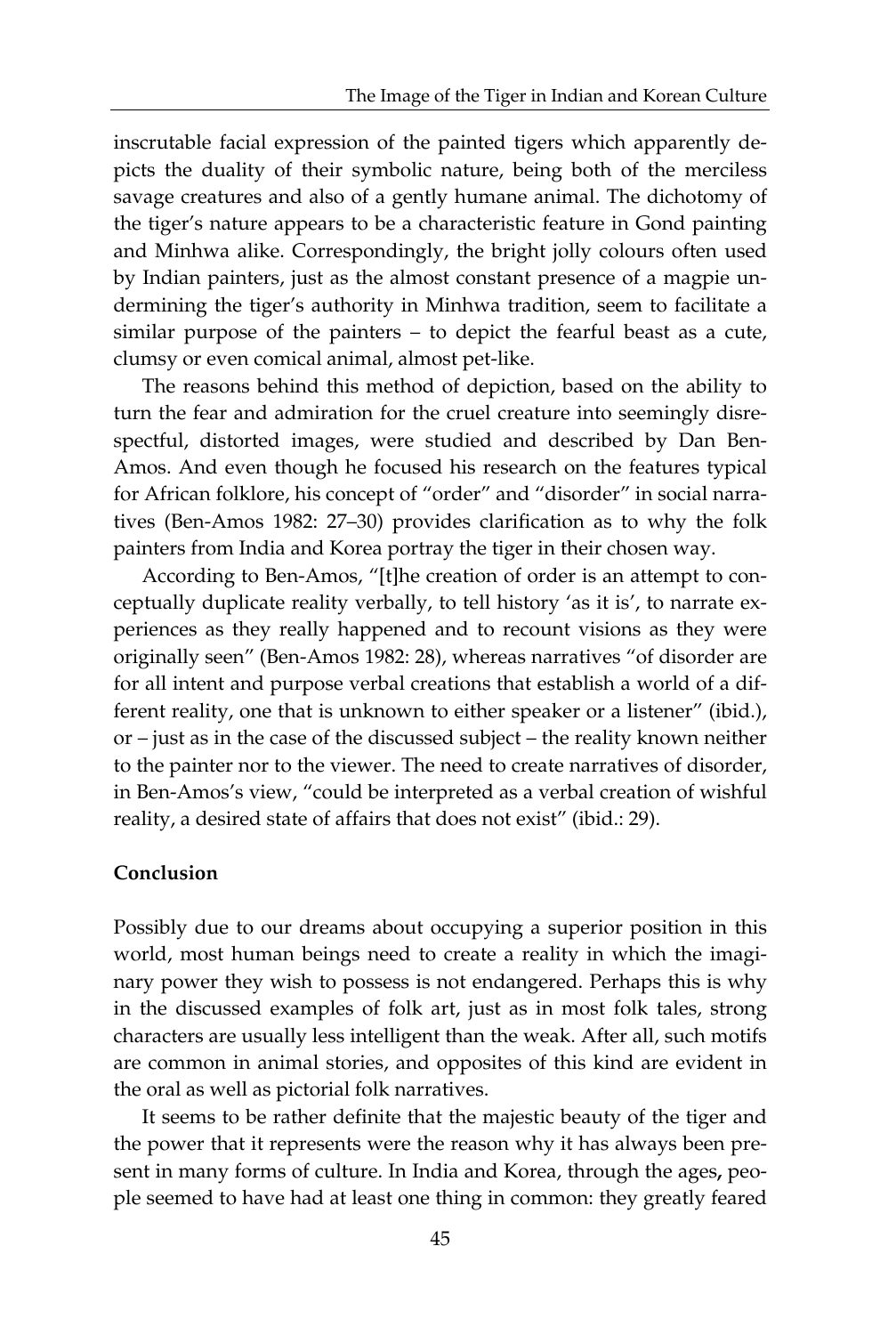inscrutable facial expression of the painted tigers which apparently depicts the duality of their symbolic nature, being both of the merciless savage creatures and also of a gently humane animal. The dichotomy of the tiger's nature appears to be a characteristic feature in Gond painting and Minhwa alike. Correspondingly, the bright jolly colours often used by Indian painters, just as the almost constant presence of a magpie undermining the tiger's authority in Minhwa tradition, seem to facilitate a similar purpose of the painters – to depict the fearful beast as a cute, clumsy or even comical animal, almost pet-like.

The reasons behind this method of depiction, based on the ability to turn the fear and admiration for the cruel creature into seemingly disrespectful, distorted images, were studied and described by Dan Ben-Amos. And even though he focused his research on the features typical for African folklore, his concept of "order" and "disorder" in social narratives (Ben-Amos 1982: 27–30) provides clarification as to why the folk painters from India and Korea portray the tiger in their chosen way.

According to Ben-Amos, "[t]he creation of order is an attempt to conceptually duplicate reality verbally, to tell history 'as it is', to narrate experiences as they really happened and to recount visions as they were originally seen" (Ben-Amos 1982: 28), whereas narratives "of disorder are for all intent and purpose verbal creations that establish a world of a different reality, one that is unknown to either speaker or a listener" (ibid.), or – just as in the case of the discussed subject – the reality known neither to the painter nor to the viewer. The need to create narratives of disorder, in Ben-Amos's view, "could be interpreted as a verbal creation of wishful reality, a desired state of affairs that does not exist" (ibid.: 29).

## Conclusion

Possibly due to our dreams about occupying a superior position in this world, most human beings need to create a reality in which the imaginary power they wish to possess is not endangered. Perhaps this is why in the discussed examples of folk art, just as in most folk tales, strong characters are usually less intelligent than the weak. After all, such motifs are common in animal stories, and opposites of this kind are evident in the oral as well as pictorial folk narratives.

It seems to be rather definite that the majestic beauty of the tiger and the power that it represents were the reason why it has always been present in many forms of culture. In India and Korea, through the ages**,** people seemed to have had at least one thing in common: they greatly feared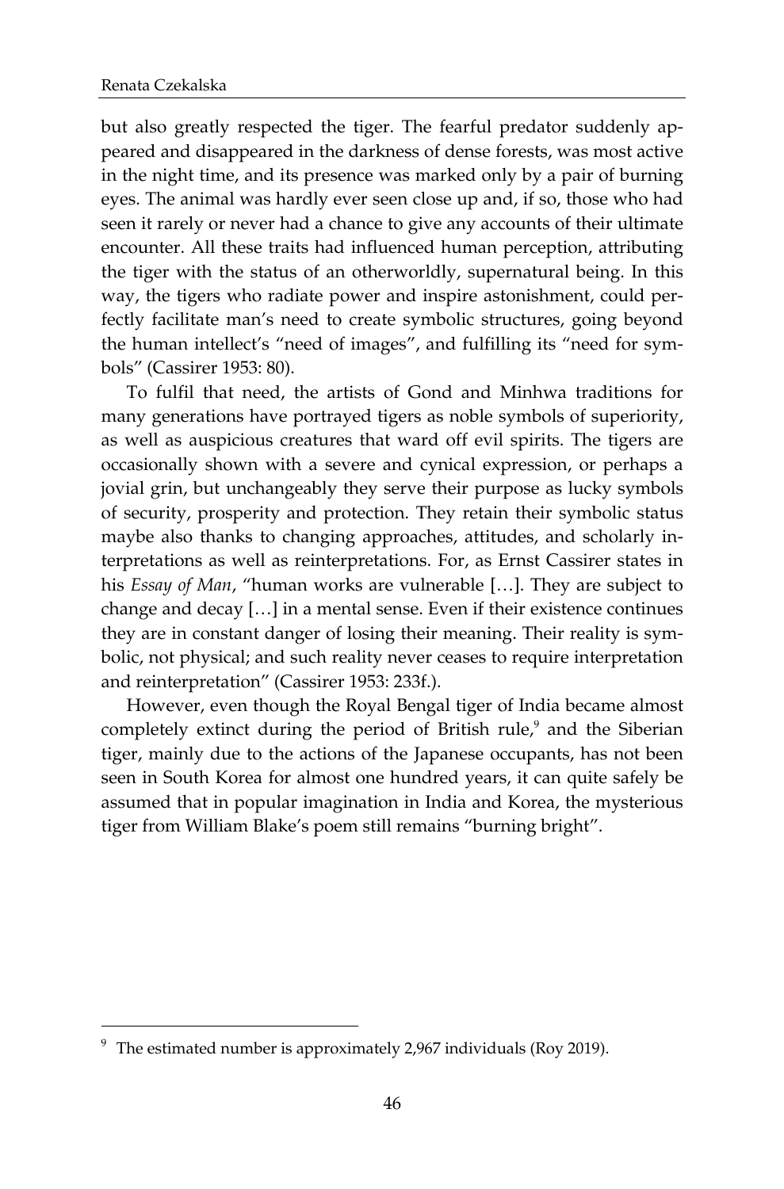but also greatly respected the tiger. The fearful predator suddenly appeared and disappeared in the darkness of dense forests, was most active in the night time, and its presence was marked only by a pair of burning eyes. The animal was hardly ever seen close up and, if so, those who had seen it rarely or never had a chance to give any accounts of their ultimate encounter. All these traits had influenced human perception, attributing the tiger with the status of an otherworldly, supernatural being. In this way, the tigers who radiate power and inspire astonishment, could perfectly facilitate man's need to create symbolic structures, going beyond the human intellect's "need of images", and fulfilling its "need for symbols" (Cassirer 1953: 80).

To fulfil that need, the artists of Gond and Minhwa traditions for many generations have portrayed tigers as noble symbols of superiority, as well as auspicious creatures that ward off evil spirits. The tigers are occasionally shown with a severe and cynical expression, or perhaps a jovial grin, but unchangeably they serve their purpose as lucky symbols of security, prosperity and protection. They retain their symbolic status maybe also thanks to changing approaches, attitudes, and scholarly interpretations as well as reinterpretations. For, as Ernst Cassirer states in his *Essay of Man*, "human works are vulnerable […]. They are subject to change and decay […] in a mental sense. Even if their existence continues they are in constant danger of losing their meaning. Their reality is symbolic, not physical; and such reality never ceases to require interpretation and reinterpretation" (Cassirer 1953: 233f.).

However, even though the Royal Bengal tiger of India became almost completely extinct during the period of British rule,[9] and the Siberian tiger, mainly due to the actions of the Japanese occupants, has not been seen in South Korea for almost one hundred years, it can quite safely be assumed that in popular imagination in India and Korea, the mysterious tiger from William Blake's poem still remains "burning bright".

---

[9] The estimated number is approximately 2,967 individuals (Roy 2019).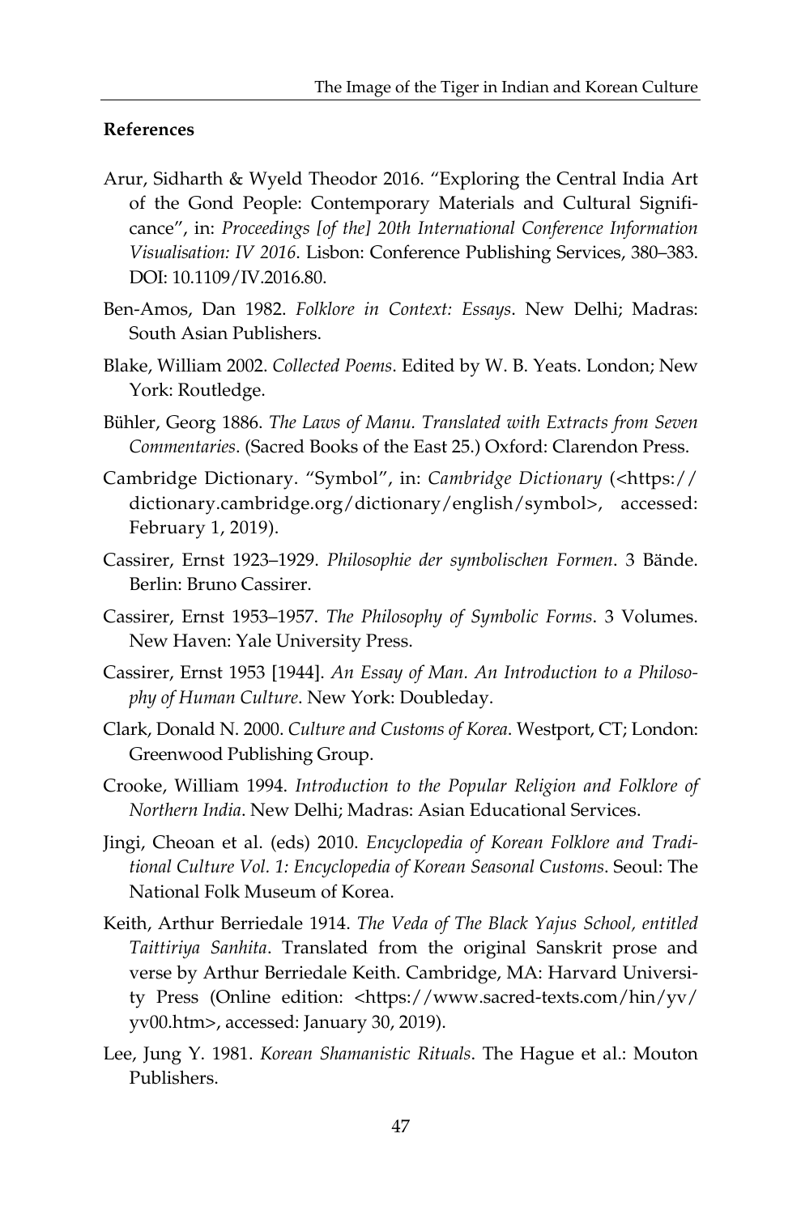**References**

Arur, Sidharth & Wyeld Theodor 2016. "Exploring the Central India Art of the Gond People: Contemporary Materials and Cultural Significance", in: *Proceedings [of the] 20th International Conference Information Visualisation: IV 2016*. Lisbon: Conference Publishing Services, 380–383. DOI: 10.1109/IV.2016.80.

Ben-Amos, Dan 1982. *Folklore in Context: Essays*. New Delhi; Madras: South Asian Publishers.

Blake, William 2002. *Collected Poems*. Edited by W. B. Yeats. London; New York: Routledge.

Bühler, Georg 1886. *The Laws of Manu. Translated with Extracts from Seven Commentaries*. (Sacred Books of the East 25.) Oxford: Clarendon Press.

Cambridge Dictionary. "Symbol", in: *Cambridge Dictionary* (<https://dictionary.cambridge.org/dictionary/english/symbol>, accessed: February 1, 2019).

Cassirer, Ernst 1923–1929. *Philosophie der symbolischen Formen*. 3 Bände. Berlin: Bruno Cassirer.

Cassirer, Ernst 1953–1957. *The Philosophy of Symbolic Forms*. 3 Volumes. New Haven: Yale University Press.

Cassirer, Ernst 1953 [1944]. *An Essay of Man. An Introduction to a Philosophy of Human Culture*. New York: Doubleday.

Clark, Donald N. 2000. *Culture and Customs of Korea*. Westport, CT; London: Greenwood Publishing Group.

Crooke, William 1994. *Introduction to the Popular Religion and Folklore of Northern India*. New Delhi; Madras: Asian Educational Services.

Jingi, Cheoan et al. (eds) 2010. *Encyclopedia of Korean Folklore and Traditional Culture Vol. 1: Encyclopedia of Korean Seasonal Customs*. Seoul: The National Folk Museum of Korea.

Keith, Arthur Berriedale 1914. *The Veda of The Black Yajus School, entitled Taittiriya Sanhita*. Translated from the original Sanskrit prose and verse by Arthur Berriedale Keith. Cambridge, MA: Harvard University Press (Online edition: <https://www.sacred-texts.com/hin/yv/yv00.htm>, accessed: January 30, 2019).

Lee, Jung Y. 1981. *Korean Shamanistic Rituals*. The Hague et al.: Mouton Publishers.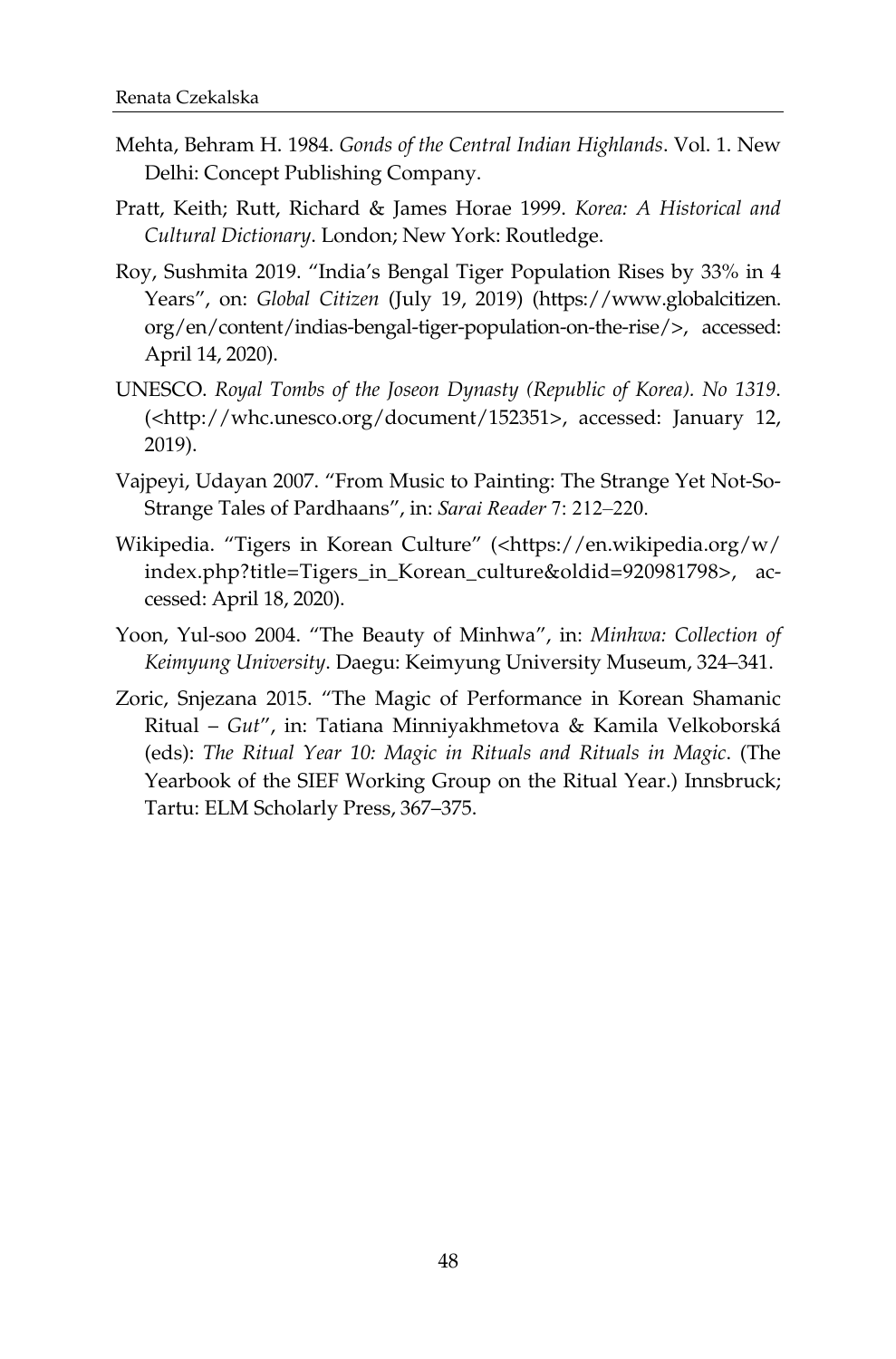Mehta, Behram H. 1984. *Gonds of the Central Indian Highlands*. Vol. 1. New Delhi: Concept Publishing Company.

Pratt, Keith; Rutt, Richard & James Horae 1999. *Korea: A Historical and Cultural Dictionary*. London; New York: Routledge.

Roy, Sushmita 2019. "India's Bengal Tiger Population Rises by 33% in 4 Years", on: *Global Citizen* (July 19, 2019) (https://www.globalcitizen.org/en/content/indias-bengal-tiger-population-on-the-rise/>, accessed: April 14, 2020).

UNESCO. *Royal Tombs of the Joseon Dynasty (Republic of Korea). No 1319*. (<http://whc.unesco.org/document/152351>, accessed: January 12, 2019).

Vajpeyi, Udayan 2007. "From Music to Painting: The Strange Yet Not-So-Strange Tales of Pardhaans", in: *Sarai Reader* 7: 212–220.

Wikipedia. "Tigers in Korean Culture" (<https://en.wikipedia.org/w/index.php?title=Tigers_in_Korean_culture&oldid=920981798>, accessed: April 18, 2020).

Yoon, Yul-soo 2004. "The Beauty of Minhwa", in: *Minhwa: Collection of Keimyung University*. Daegu: Keimyung University Museum, 324–341.

Zoric, Snjezana 2015. "The Magic of Performance in Korean Shamanic Ritual – *Gut*", in: Tatiana Minniyakhmetova & Kamila Velkoborská (eds): *The Ritual Year 10: Magic in Rituals and Rituals in Magic*. (The Yearbook of the SIEF Working Group on the Ritual Year.) Innsbruck; Tartu: ELM Scholarly Press, 367–375.